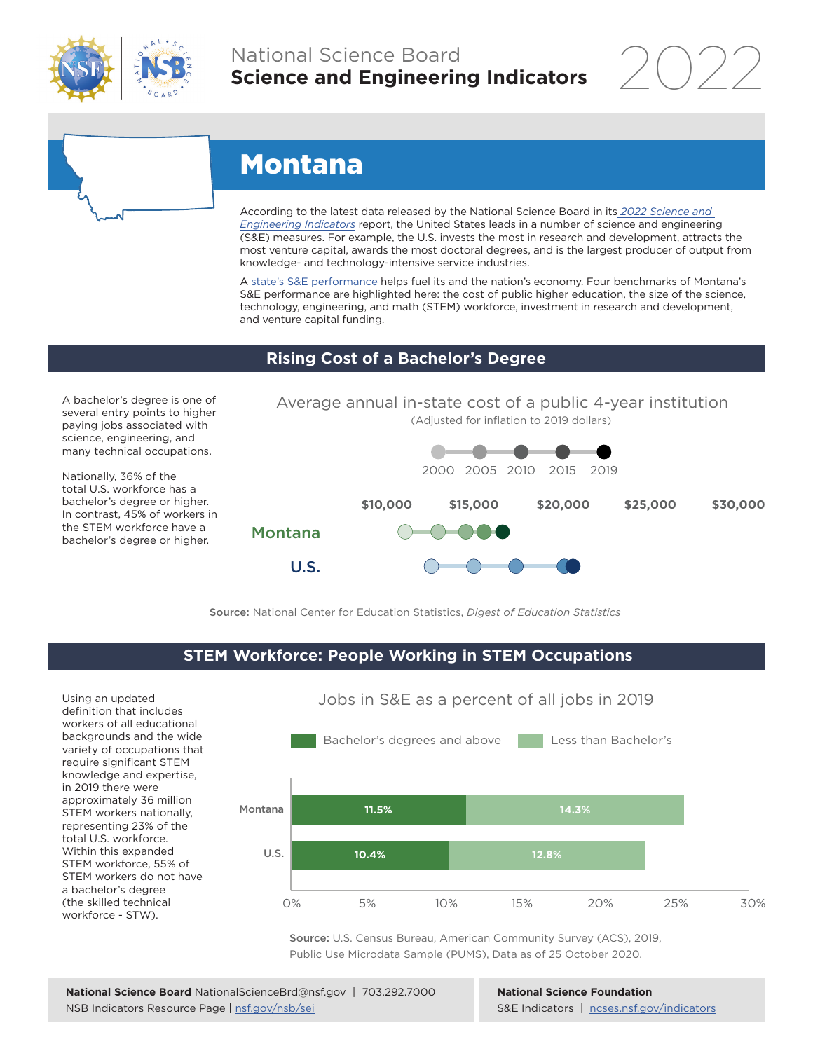# National Science Board
## Science and Engineering Indicators 2022

# Montana

According to the latest data released by the National Science Board in its *2022 Science and Engineering Indicators* report, the United States leads in a number of science and engineering (S&E) measures. For example, the U.S. invests the most in research and development, attracts the most venture capital, awards the most doctoral degrees, and is the largest producer of output from knowledge- and technology-intensive service industries.

A state's S&E performance helps fuel its and the nation's economy. Four benchmarks of Montana's S&E performance are highlighted here: the cost of public higher education, the size of the science, technology, engineering, and math (STEM) workforce, investment in research and development, and venture capital funding.

## Rising Cost of a Bachelor's Degree

A bachelor's degree is one of several entry points to higher paying jobs associated with science, engineering, and many technical occupations.

Nationally, 36% of the total U.S. workforce has a bachelor's degree or higher. In contrast, 45% of workers in the STEM workforce have a bachelor's degree or higher.

### Average annual in-state cost of a public 4-year institution

(Adjusted for inflation to 2019 dollars)

Legend: 2000, 2005, 2010, 2015, 2019

Axis: $10,000 | $15,000 | $20,000 | $25,000 | $30,000

Rows: Montana, U.S.

**Source:** National Center for Education Statistics, *Digest of Education Statistics*

## STEM Workforce: People Working in STEM Occupations

Using an updated definition that includes workers of all educational backgrounds and the wide variety of occupations that require significant STEM knowledge and expertise, in 2019 there were approximately 36 million STEM workers nationally, representing 23% of the total U.S. workforce. Within this expanded STEM workforce, 55% of STEM workers do not have a bachelor's degree (the skilled technical workforce - STW).

### Jobs in S&E as a percent of all jobs in 2019

| | Bachelor's degrees and above | Less than Bachelor's |
|---|---|---|
| Montana | 11.5% | 14.3% |
| U.S. | 10.4% | 12.8% |

**Source:** U.S. Census Bureau, American Community Survey (ACS), 2019, Public Use Microdata Sample (PUMS), Data as of 25 October 2020.

**National Science Board** NationalScienceBrd@nsf.gov | 703.292.7000
NSB Indicators Resource Page | nsf.gov/nsb/sei

**National Science Foundation**
S&E Indicators | ncses.nsf.gov/indicators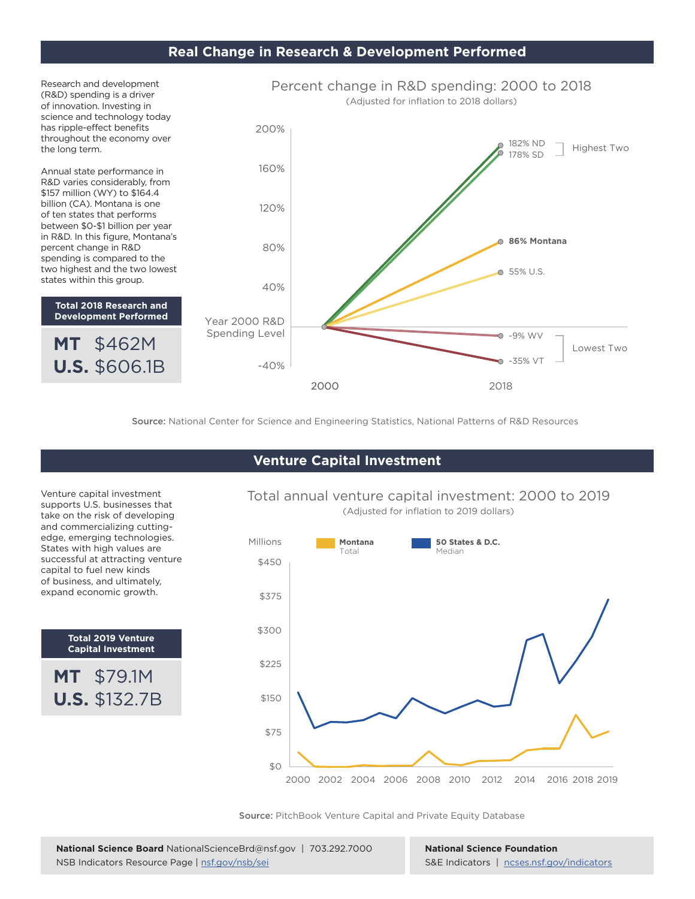## Real Change in Research & Development Performed

Research and development (R&D) spending is a driver of innovation. Investing in science and technology today has ripple-effect benefits throughout the economy over the long term.

Annual state performance in R&D varies considerably, from $157 million (WY) to $164.4 billion (CA). Montana is one of ten states that performs between $0-$1 billion per year in R&D. In this figure, Montana's percent change in R&D spending is compared to the two highest and the two lowest states within this group.

**Total 2018 Research and Development Performed**

**MT** $462M
**U.S.** $606.1B

Percent change in R&D spending: 2000 to 2018
(Adjusted for inflation to 2018 dollars)

200%
160%
120%
80%
40%
Year 2000 R&D Spending Level
-40%

2000
2018

182% ND
178% SD
Highest Two

**86% Montana**
55% U.S.

-9% WV
-35% VT
Lowest Two

**Source:** National Center for Science and Engineering Statistics, National Patterns of R&D Resources

## Venture Capital Investment

Venture capital investment supports U.S. businesses that take on the risk of developing and commercializing cutting-edge, emerging technologies. States with high values are successful at attracting venture capital to fuel new kinds of business, and ultimately, expand economic growth.

**Total 2019 Venture Capital Investment**

**MT** $79.1M
**U.S.** $132.7B

Total annual venture capital investment: 2000 to 2019
(Adjusted for inflation to 2019 dollars)

Millions
**Montana** Total
**50 States & D.C.** Median

$450
$375
$300
$225
$150
$75
$0

2000 2002 2004 2006 2008 2010 2012 2014 2016 2018 2019

**Source:** PitchBook Venture Capital and Private Equity Database

**National Science Board** NationalScienceBrd@nsf.gov | 703.292.7000
NSB Indicators Resource Page | nsf.gov/nsb/sei

**National Science Foundation**
S&E Indicators | ncses.nsf.gov/indicators